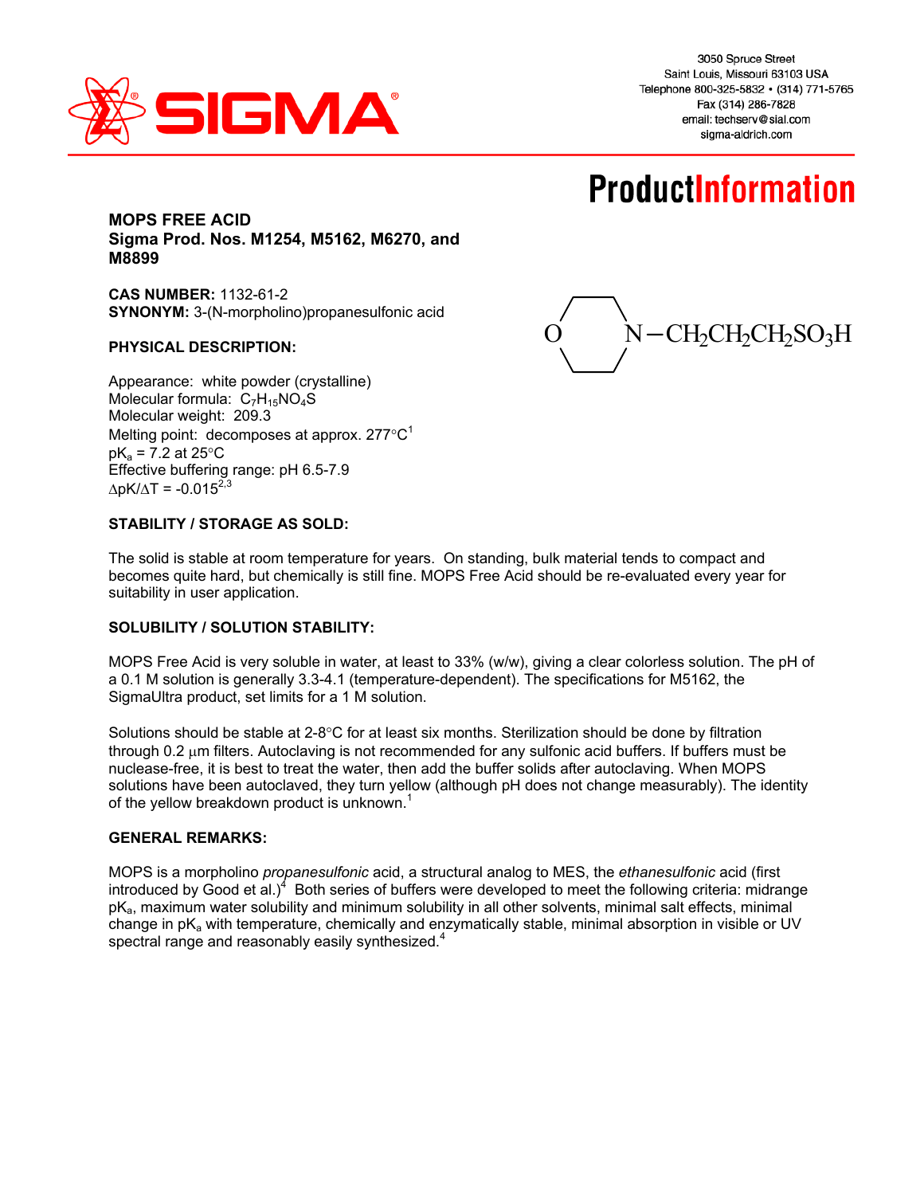SIGMA

3050 Spruce Street
Saint Louis, Missouri 63103 USA
Telephone 800-325-5832 • (314) 771-5765
Fax (314) 286-7828
email: techserv@sial.com
sigma-aldrich.com

# ProductInformation

**MOPS FREE ACID**
**Sigma Prod. Nos. M1254, M5162, M6270, and M8899**

**CAS NUMBER:** 1132-61-2
**SYNONYM:** 3-(N-morpholino)propanesulfonic acid

$O(CH_2CH_2)_2N-CH_2CH_2CH_2SO_3H$

**PHYSICAL DESCRIPTION:**

Appearance: white powder (crystalline)
Molecular formula: $C_7H_{15}NO_4S$
Molecular weight: 209.3
Melting point: decomposes at approx. 277°C[1]
$pK_a$ = 7.2 at 25°C
Effective buffering range: pH 6.5-7.9
$\Delta pK/\Delta T = -0.015$[2,3]

**STABILITY / STORAGE AS SOLD:**

The solid is stable at room temperature for years. On standing, bulk material tends to compact and becomes quite hard, but chemically is still fine. MOPS Free Acid should be re-evaluated every year for suitability in user application.

**SOLUBILITY / SOLUTION STABILITY:**

MOPS Free Acid is very soluble in water, at least to 33% (w/w), giving a clear colorless solution. The pH of a 0.1 M solution is generally 3.3-4.1 (temperature-dependent). The specifications for M5162, the SigmaUltra product, set limits for a 1 M solution.

Solutions should be stable at 2-8°C for at least six months. Sterilization should be done by filtration through 0.2 μm filters. Autoclaving is not recommended for any sulfonic acid buffers. If buffers must be nuclease-free, it is best to treat the water, then add the buffer solids after autoclaving. When MOPS solutions have been autoclaved, they turn yellow (although pH does not change measurably). The identity of the yellow breakdown product is unknown.[1]

**GENERAL REMARKS:**

MOPS is a morpholino *propanesulfonic* acid, a structural analog to MES, the *ethanesulfonic* acid (first introduced by Good et al.)[4] Both series of buffers were developed to meet the following criteria: midrange $pK_a$, maximum water solubility and minimum solubility in all other solvents, minimal salt effects, minimal change in $pK_a$ with temperature, chemically and enzymatically stable, minimal absorption in visible or UV spectral range and reasonably easily synthesized.[4]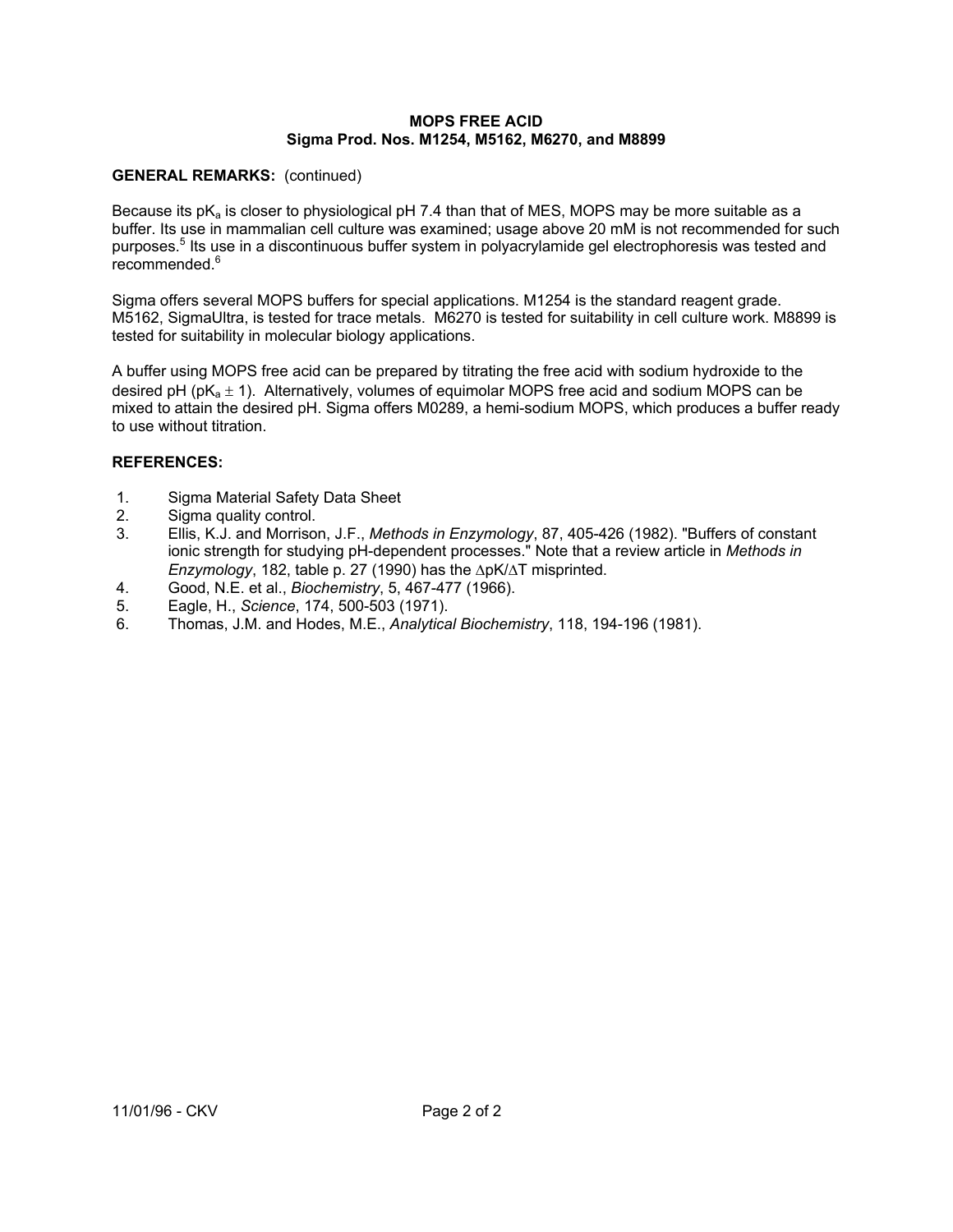**MOPS FREE ACID**
**Sigma Prod. Nos. M1254, M5162, M6270, and M8899**

**GENERAL REMARKS:** (continued)

Because its $pK_a$ is closer to physiological pH 7.4 than that of MES, MOPS may be more suitable as a buffer. Its use in mammalian cell culture was examined; usage above 20 mM is not recommended for such purposes.[5] Its use in a discontinuous buffer system in polyacrylamide gel electrophoresis was tested and recommended.[6]

Sigma offers several MOPS buffers for special applications. M1254 is the standard reagent grade. M5162, SigmaUltra, is tested for trace metals. M6270 is tested for suitability in cell culture work. M8899 is tested for suitability in molecular biology applications.

A buffer using MOPS free acid can be prepared by titrating the free acid with sodium hydroxide to the desired pH ($pK_a \pm 1$). Alternatively, volumes of equimolar MOPS free acid and sodium MOPS can be mixed to attain the desired pH. Sigma offers M0289, a hemi-sodium MOPS, which produces a buffer ready to use without titration.

**REFERENCES:**

1. Sigma Material Safety Data Sheet
2. Sigma quality control.
3. Ellis, K.J. and Morrison, J.F., *Methods in Enzymology*, 87, 405-426 (1982). "Buffers of constant ionic strength for studying pH-dependent processes." Note that a review article in *Methods in Enzymology*, 182, table p. 27 (1990) has the $\Delta pK/\Delta T$ misprinted.
4. Good, N.E. et al., *Biochemistry*, 5, 467-477 (1966).
5. Eagle, H., *Science*, 174, 500-503 (1971).
6. Thomas, J.M. and Hodes, M.E., *Analytical Biochemistry*, 118, 194-196 (1981).

11/01/96 - CKV